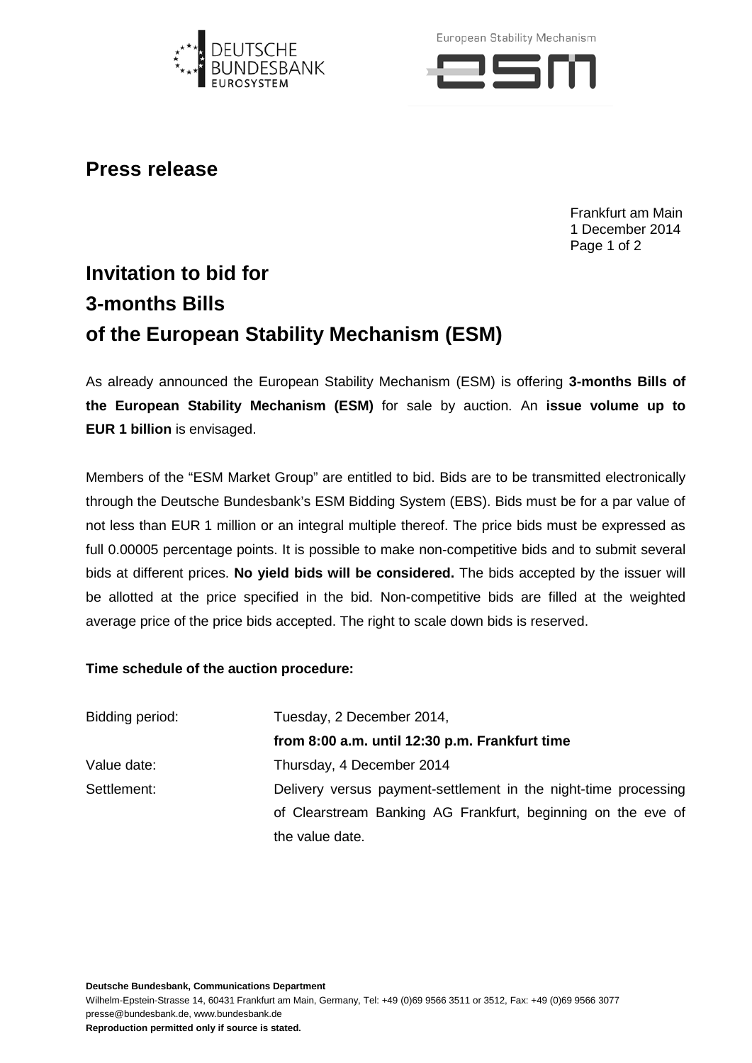## Press release

Frankfurt am Main
1 December 2014

# Invitation to bid for 3-months Bills of the European Stability Mechanism (ESM)

As already announced the European Stability Mechanism (ESM) is offering **3-months Bills of the European Stability Mechanism (ESM)** for sale by auction. An **issue volume up to EUR 1 billion** is envisaged.

Members of the “ESM Market Group” are entitled to bid. Bids are to be transmitted electronically through the Deutsche Bundesbank’s ESM Bidding System (EBS). Bids must be for a par value of not less than EUR 1 million or an integral multiple thereof. The price bids must be expressed as full 0.00005 percentage points. It is possible to make non-competitive bids and to submit several bids at different prices. **No yield bids will be considered.** The bids accepted by the issuer will be allotted at the price specified in the bid. Non-competitive bids are filled at the weighted average price of the price bids accepted. The right to scale down bids is reserved.

**Time schedule of the auction procedure:**

| | |
|---|---|
| Bidding period: | Tuesday, 2 December 2014, **from 8:00 a.m. until 12:30 p.m. Frankfurt time** |
| Value date: | Thursday, 4 December 2014 |
| Settlement: | Delivery versus payment-settlement in the night-time processing of Clearstream Banking AG Frankfurt, beginning on the eve of the value date. |

**Deutsche Bundesbank, Communications Department**
Wilhelm-Epstein-Strasse 14, 60431 Frankfurt am Main, Germany, Tel: +49 (0)69 9566 3511 or 3512, Fax: +49 (0)69 9566 3077
presse@bundesbank.de, www.bundesbank.de
**Reproduction permitted only if source is stated.**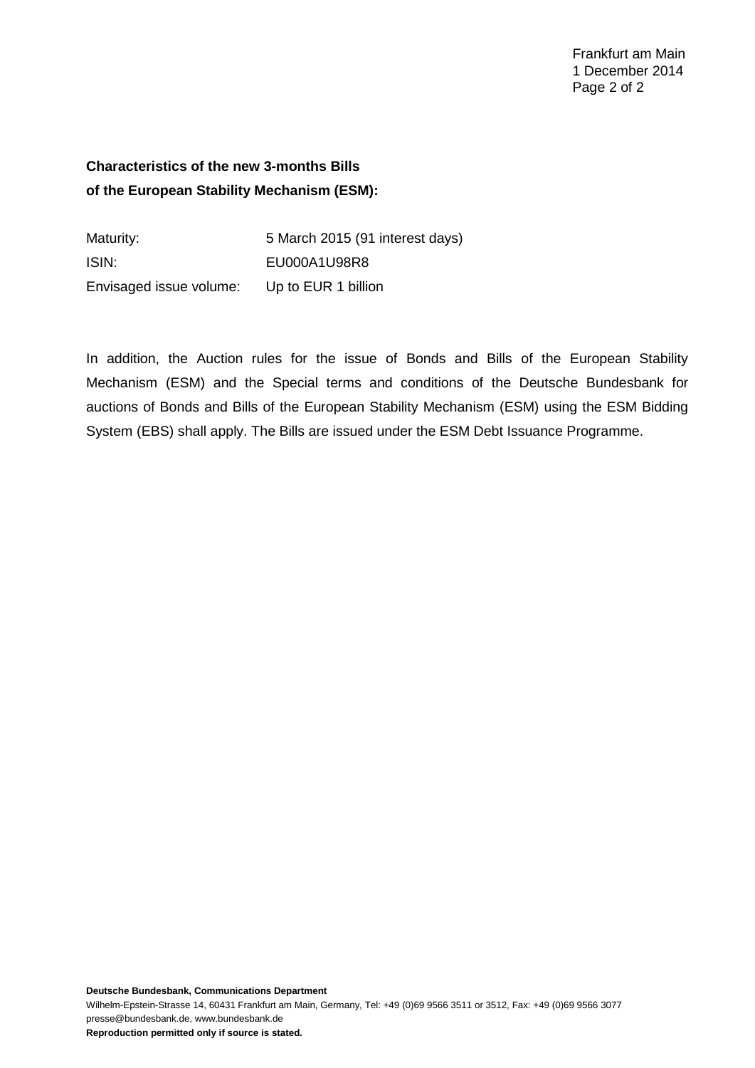Frankfurt am Main
1 December 2014

**Characteristics of the new 3-months Bills of the European Stability Mechanism (ESM):**

| | |
|---|---|
| Maturity: | 5 March 2015 (91 interest days) |
| ISIN: | EU000A1U98R8 |
| Envisaged issue volume: | Up to EUR 1 billion |

In addition, the Auction rules for the issue of Bonds and Bills of the European Stability Mechanism (ESM) and the Special terms and conditions of the Deutsche Bundesbank for auctions of Bonds and Bills of the European Stability Mechanism (ESM) using the ESM Bidding System (EBS) shall apply. The Bills are issued under the ESM Debt Issuance Programme.

**Deutsche Bundesbank, Communications Department**
Wilhelm-Epstein-Strasse 14, 60431 Frankfurt am Main, Germany, Tel: +49 (0)69 9566 3511 or 3512, Fax: +49 (0)69 9566 3077
presse@bundesbank.de, www.bundesbank.de
**Reproduction permitted only if source is stated.**